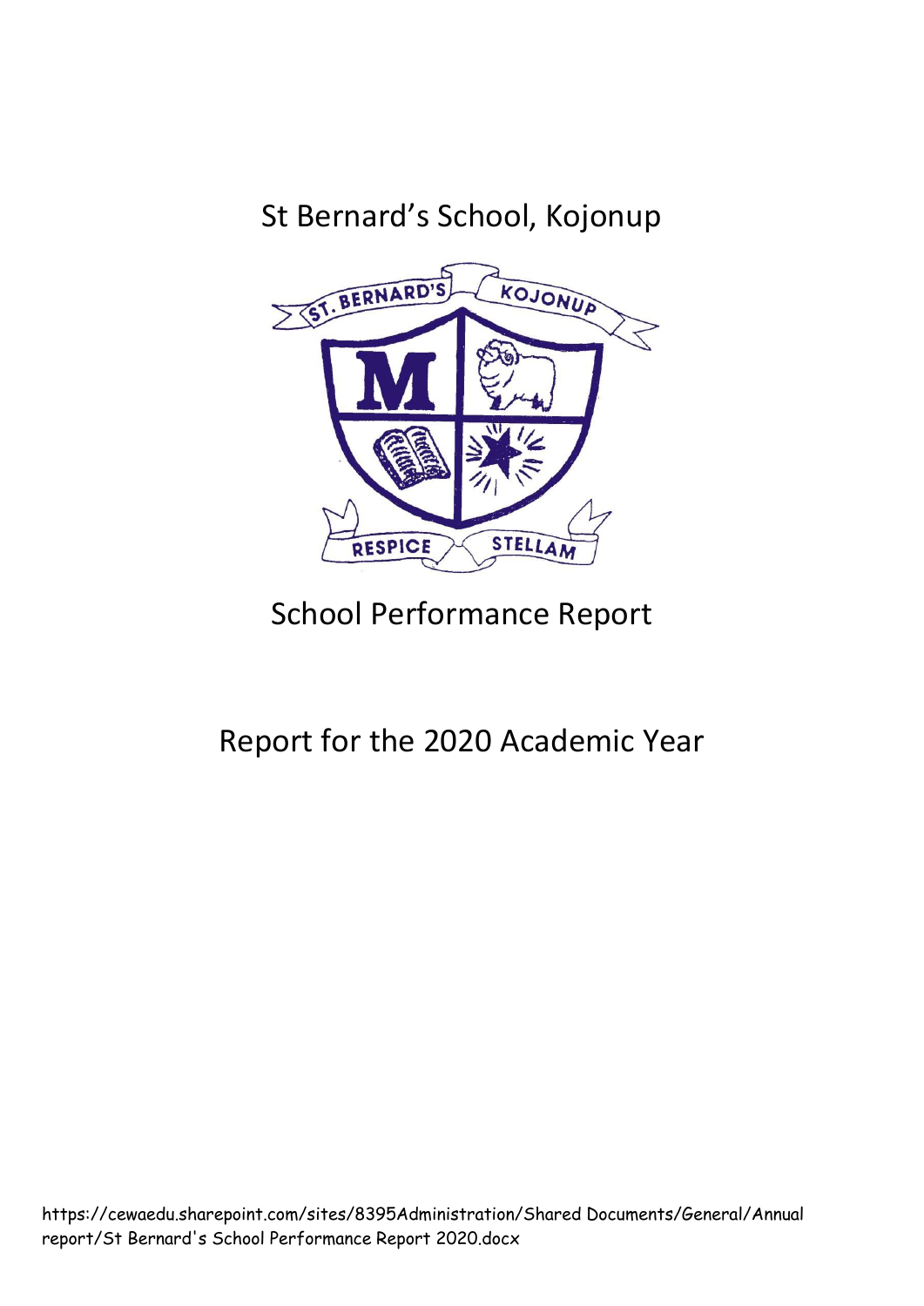# St Bernard's School, Kojonup

# School Performance Report

## Report for the 2020 Academic Year

https://cewaedu.sharepoint.com/sites/8395Administration/Shared Documents/General/Annual report/St Bernard's School Performance Report 2020.docx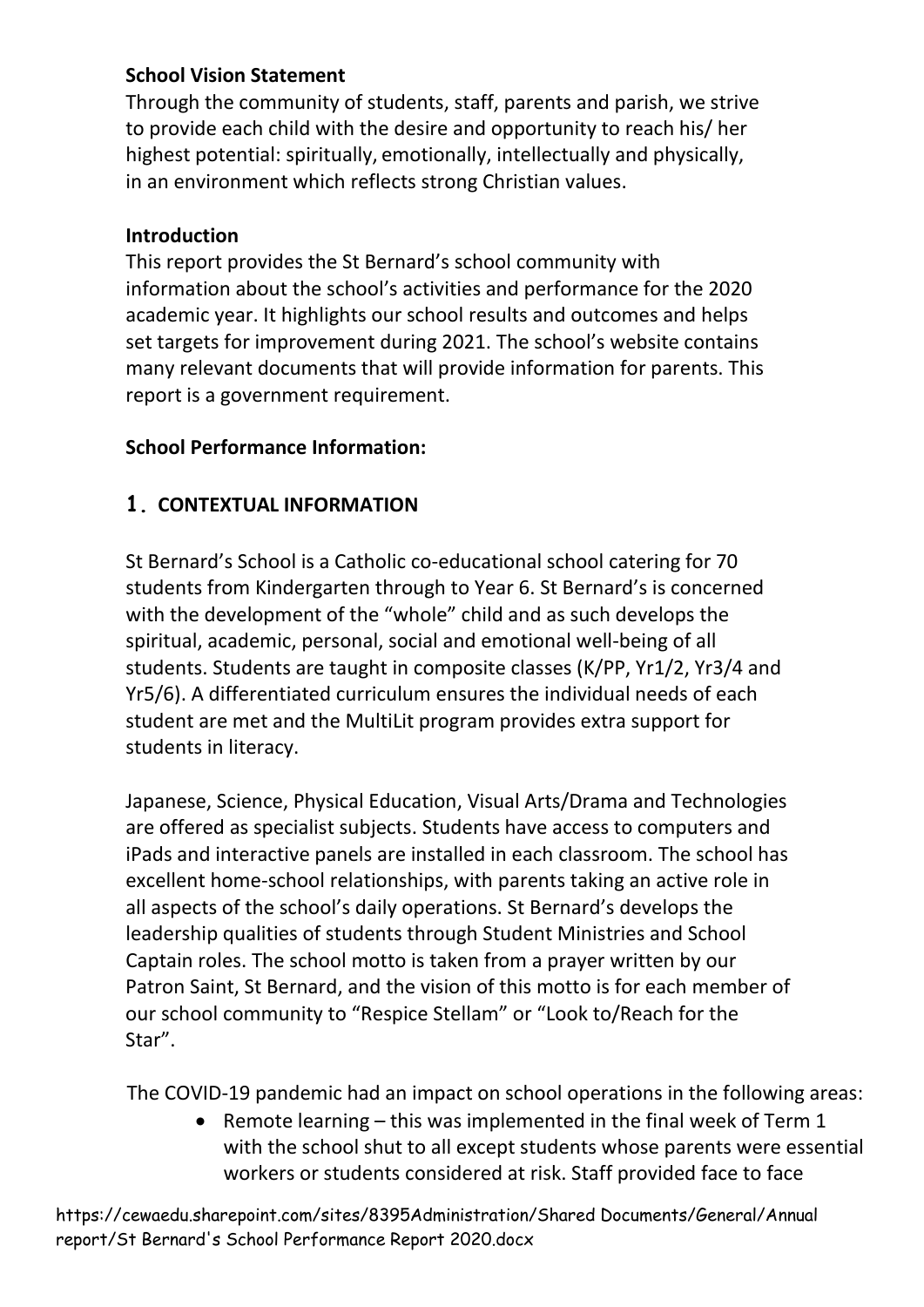**School Vision Statement**

Through the community of students, staff, parents and parish, we strive to provide each child with the desire and opportunity to reach his/ her highest potential: spiritually, emotionally, intellectually and physically, in an environment which reflects strong Christian values.

**Introduction**

This report provides the St Bernard's school community with information about the school's activities and performance for the 2020 academic year. It highlights our school results and outcomes and helps set targets for improvement during 2021. The school's website contains many relevant documents that will provide information for parents. This report is a government requirement.

**School Performance Information:**

## 1. CONTEXTUAL INFORMATION

St Bernard's School is a Catholic co-educational school catering for 70 students from Kindergarten through to Year 6. St Bernard's is concerned with the development of the "whole" child and as such develops the spiritual, academic, personal, social and emotional well-being of all students. Students are taught in composite classes (K/PP, Yr1/2, Yr3/4 and Yr5/6). A differentiated curriculum ensures the individual needs of each student are met and the MultiLit program provides extra support for students in literacy.

Japanese, Science, Physical Education, Visual Arts/Drama and Technologies are offered as specialist subjects. Students have access to computers and iPads and interactive panels are installed in each classroom. The school has excellent home-school relationships, with parents taking an active role in all aspects of the school's daily operations. St Bernard's develops the leadership qualities of students through Student Ministries and School Captain roles. The school motto is taken from a prayer written by our Patron Saint, St Bernard, and the vision of this motto is for each member of our school community to "Respice Stellam" or "Look to/Reach for the Star".

The COVID-19 pandemic had an impact on school operations in the following areas:

- Remote learning – this was implemented in the final week of Term 1 with the school shut to all except students whose parents were essential workers or students considered at risk. Staff provided face to face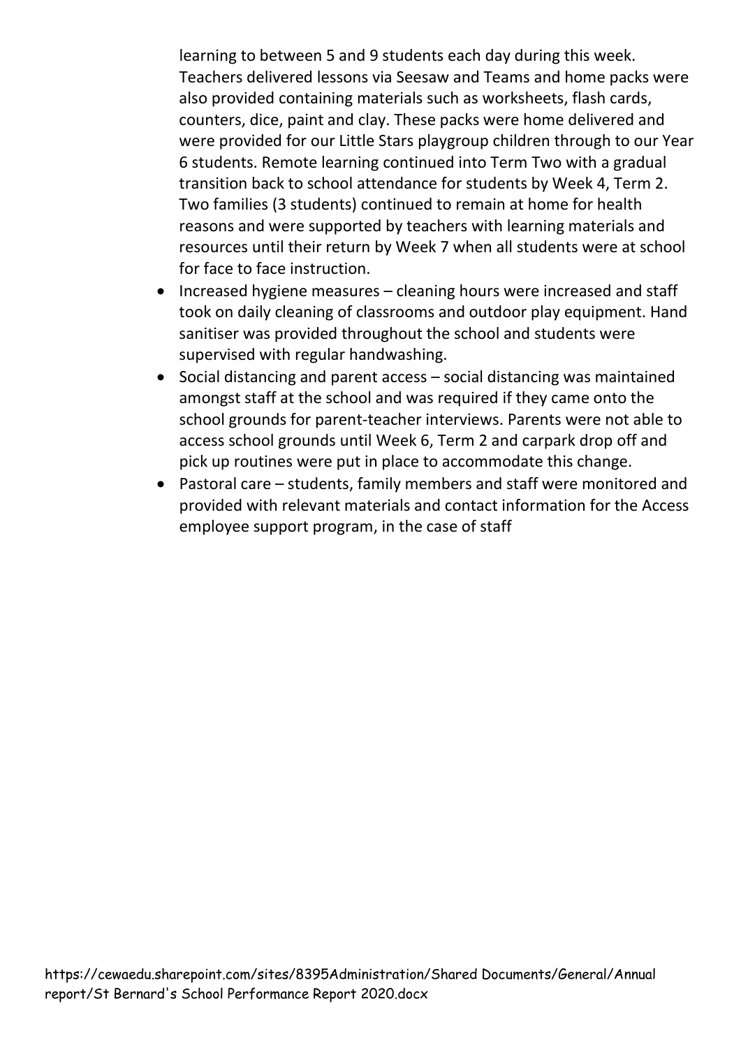learning to between 5 and 9 students each day during this week. Teachers delivered lessons via Seesaw and Teams and home packs were also provided containing materials such as worksheets, flash cards, counters, dice, paint and clay. These packs were home delivered and were provided for our Little Stars playgroup children through to our Year 6 students. Remote learning continued into Term Two with a gradual transition back to school attendance for students by Week 4, Term 2. Two families (3 students) continued to remain at home for health reasons and were supported by teachers with learning materials and resources until their return by Week 7 when all students were at school for face to face instruction.

- Increased hygiene measures – cleaning hours were increased and staff took on daily cleaning of classrooms and outdoor play equipment. Hand sanitiser was provided throughout the school and students were supervised with regular handwashing.
- Social distancing and parent access – social distancing was maintained amongst staff at the school and was required if they came onto the school grounds for parent-teacher interviews. Parents were not able to access school grounds until Week 6, Term 2 and carpark drop off and pick up routines were put in place to accommodate this change.
- Pastoral care – students, family members and staff were monitored and provided with relevant materials and contact information for the Access employee support program, in the case of staff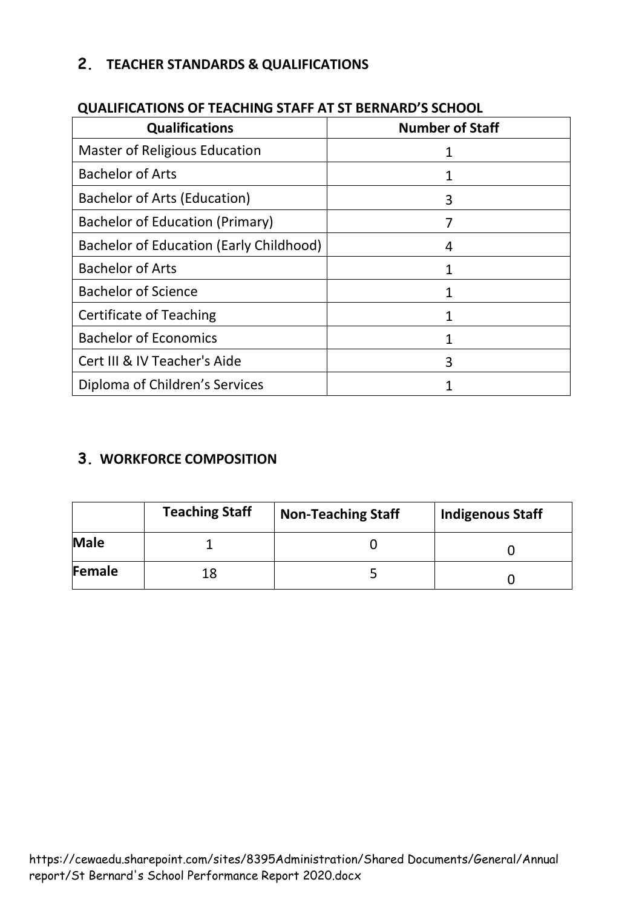## 2. TEACHER STANDARDS & QUALIFICATIONS

**QUALIFICATIONS OF TEACHING STAFF AT ST BERNARD'S SCHOOL**

| Qualifications | Number of Staff |
|---|---|
| Master of Religious Education | 1 |
| Bachelor of Arts | 1 |
| Bachelor of Arts (Education) | 3 |
| Bachelor of Education (Primary) | 7 |
| Bachelor of Education (Early Childhood) | 4 |
| Bachelor of Arts | 1 |
| Bachelor of Science | 1 |
| Certificate of Teaching | 1 |
| Bachelor of Economics | 1 |
| Cert III & IV Teacher's Aide | 3 |
| Diploma of Children's Services | 1 |

## 3. WORKFORCE COMPOSITION

| | Teaching Staff | Non-Teaching Staff | Indigenous Staff |
|---|---|---|---|
| **Male** | 1 | 0 | 0 |
| **Female** | 18 | 5 | 0 |

https://cewaedu.sharepoint.com/sites/8395Administration/Shared Documents/General/Annual report/St Bernard's School Performance Report 2020.docx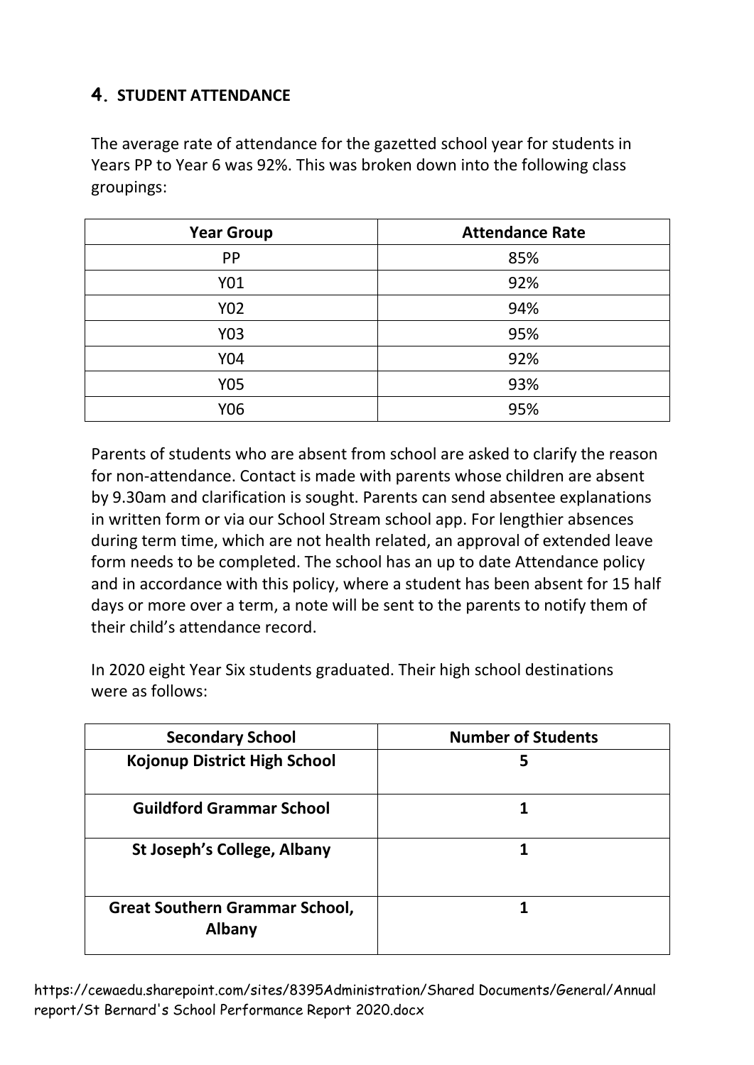## 4. STUDENT ATTENDANCE

The average rate of attendance for the gazetted school year for students in Years PP to Year 6 was 92%. This was broken down into the following class groupings:

| Year Group | Attendance Rate |
|---|---|
| PP | 85% |
| Y01 | 92% |
| Y02 | 94% |
| Y03 | 95% |
| Y04 | 92% |
| Y05 | 93% |
| Y06 | 95% |

Parents of students who are absent from school are asked to clarify the reason for non-attendance. Contact is made with parents whose children are absent by 9.30am and clarification is sought. Parents can send absentee explanations in written form or via our School Stream school app. For lengthier absences during term time, which are not health related, an approval of extended leave form needs to be completed. The school has an up to date Attendance policy and in accordance with this policy, where a student has been absent for 15 half days or more over a term, a note will be sent to the parents to notify them of their child's attendance record.

In 2020 eight Year Six students graduated. Their high school destinations were as follows:

| Secondary School | Number of Students |
|---|---|
| **Kojonup District High School** | **5** |
| **Guildford Grammar School** | **1** |
| **St Joseph's College, Albany** | **1** |
| **Great Southern Grammar School, Albany** | **1** |

https://cewaedu.sharepoint.com/sites/8395Administration/Shared Documents/General/Annual report/St Bernard's School Performance Report 2020.docx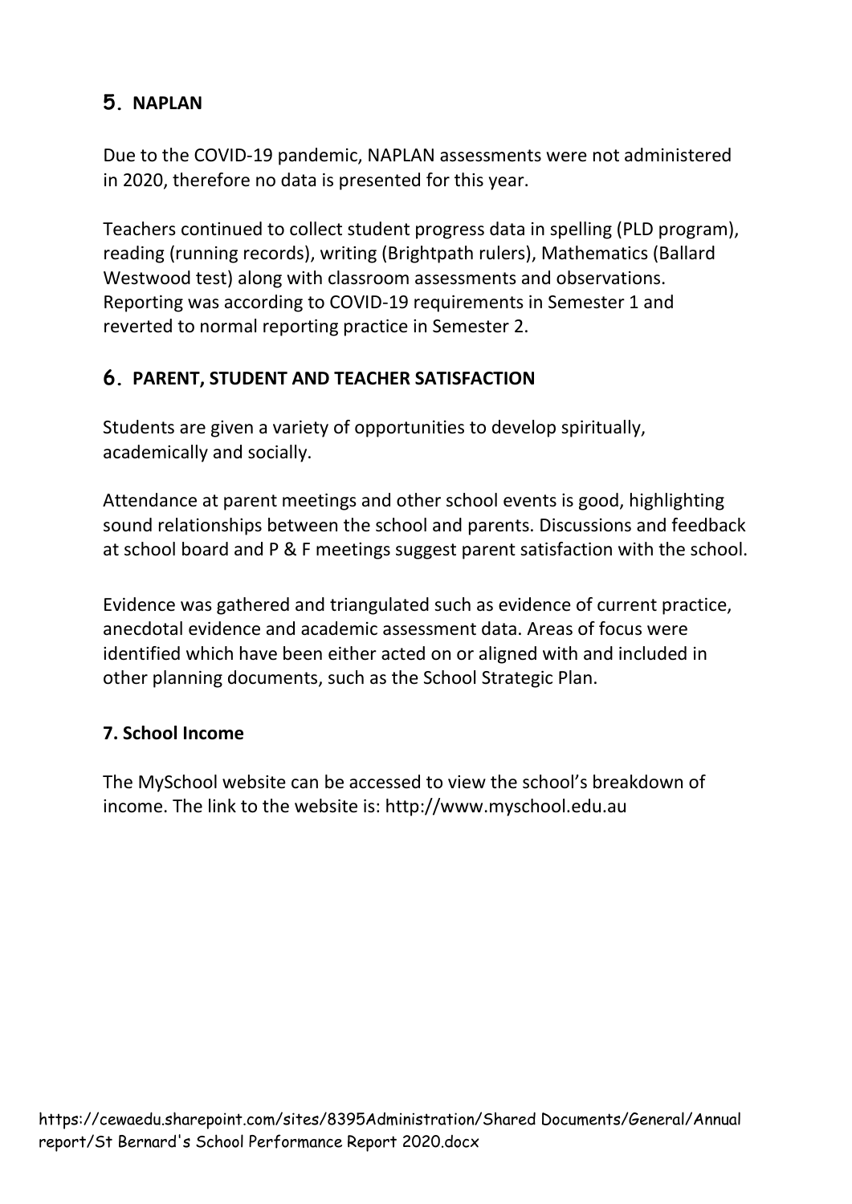## 5. NAPLAN

Due to the COVID-19 pandemic, NAPLAN assessments were not administered in 2020, therefore no data is presented for this year.

Teachers continued to collect student progress data in spelling (PLD program), reading (running records), writing (Brightpath rulers), Mathematics (Ballard Westwood test) along with classroom assessments and observations. Reporting was according to COVID-19 requirements in Semester 1 and reverted to normal reporting practice in Semester 2.

## 6. PARENT, STUDENT AND TEACHER SATISFACTION

Students are given a variety of opportunities to develop spiritually, academically and socially.

Attendance at parent meetings and other school events is good, highlighting sound relationships between the school and parents. Discussions and feedback at school board and P & F meetings suggest parent satisfaction with the school.

Evidence was gathered and triangulated such as evidence of current practice, anecdotal evidence and academic assessment data. Areas of focus were identified which have been either acted on or aligned with and included in other planning documents, such as the School Strategic Plan.

## 7. School Income

The MySchool website can be accessed to view the school's breakdown of income. The link to the website is: http://www.myschool.edu.au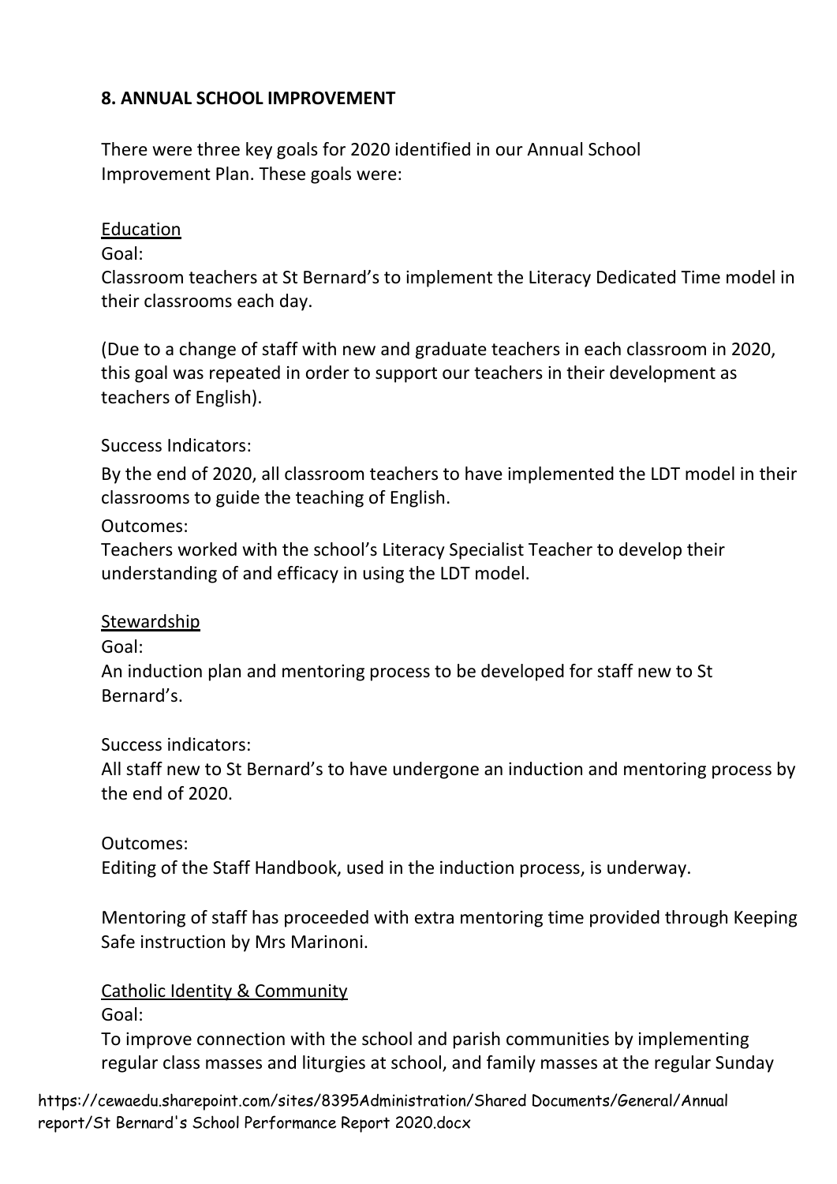**8. ANNUAL SCHOOL IMPROVEMENT**

There were three key goals for 2020 identified in our Annual School Improvement Plan. These goals were:

Education

Goal:

Classroom teachers at St Bernard's to implement the Literacy Dedicated Time model in their classrooms each day.

(Due to a change of staff with new and graduate teachers in each classroom in 2020, this goal was repeated in order to support our teachers in their development as teachers of English).

Success Indicators:

By the end of 2020, all classroom teachers to have implemented the LDT model in their classrooms to guide the teaching of English.

Outcomes:

Teachers worked with the school's Literacy Specialist Teacher to develop their understanding of and efficacy in using the LDT model.

Stewardship

Goal:

An induction plan and mentoring process to be developed for staff new to St Bernard's.

Success indicators:

All staff new to St Bernard's to have undergone an induction and mentoring process by the end of 2020.

Outcomes:

Editing of the Staff Handbook, used in the induction process, is underway.

Mentoring of staff has proceeded with extra mentoring time provided through Keeping Safe instruction by Mrs Marinoni.

Catholic Identity & Community

Goal:

To improve connection with the school and parish communities by implementing regular class masses and liturgies at school, and family masses at the regular Sunday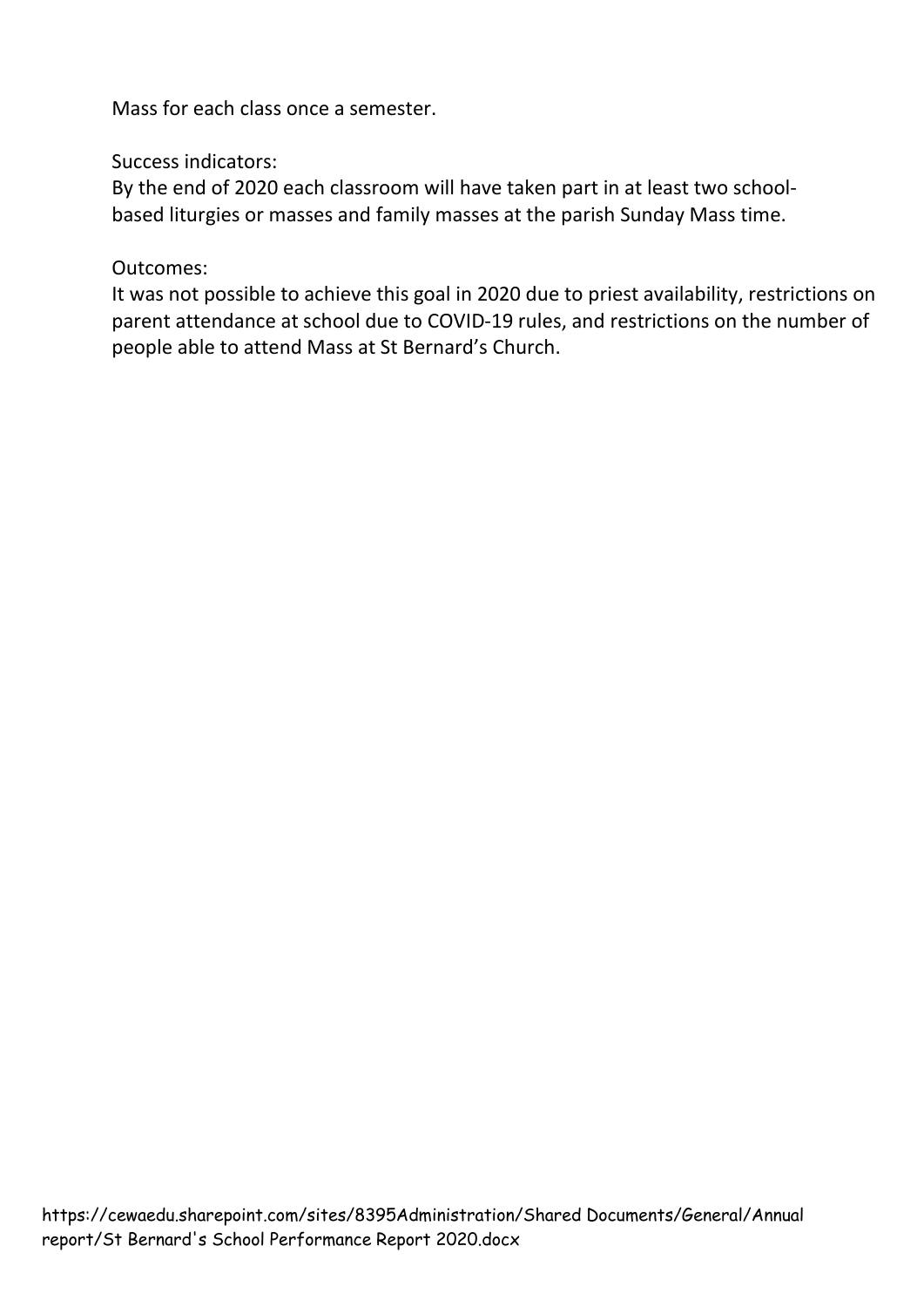Mass for each class once a semester.

Success indicators:
By the end of 2020 each classroom will have taken part in at least two school-based liturgies or masses and family masses at the parish Sunday Mass time.

Outcomes:
It was not possible to achieve this goal in 2020 due to priest availability, restrictions on parent attendance at school due to COVID-19 rules, and restrictions on the number of people able to attend Mass at St Bernard's Church.